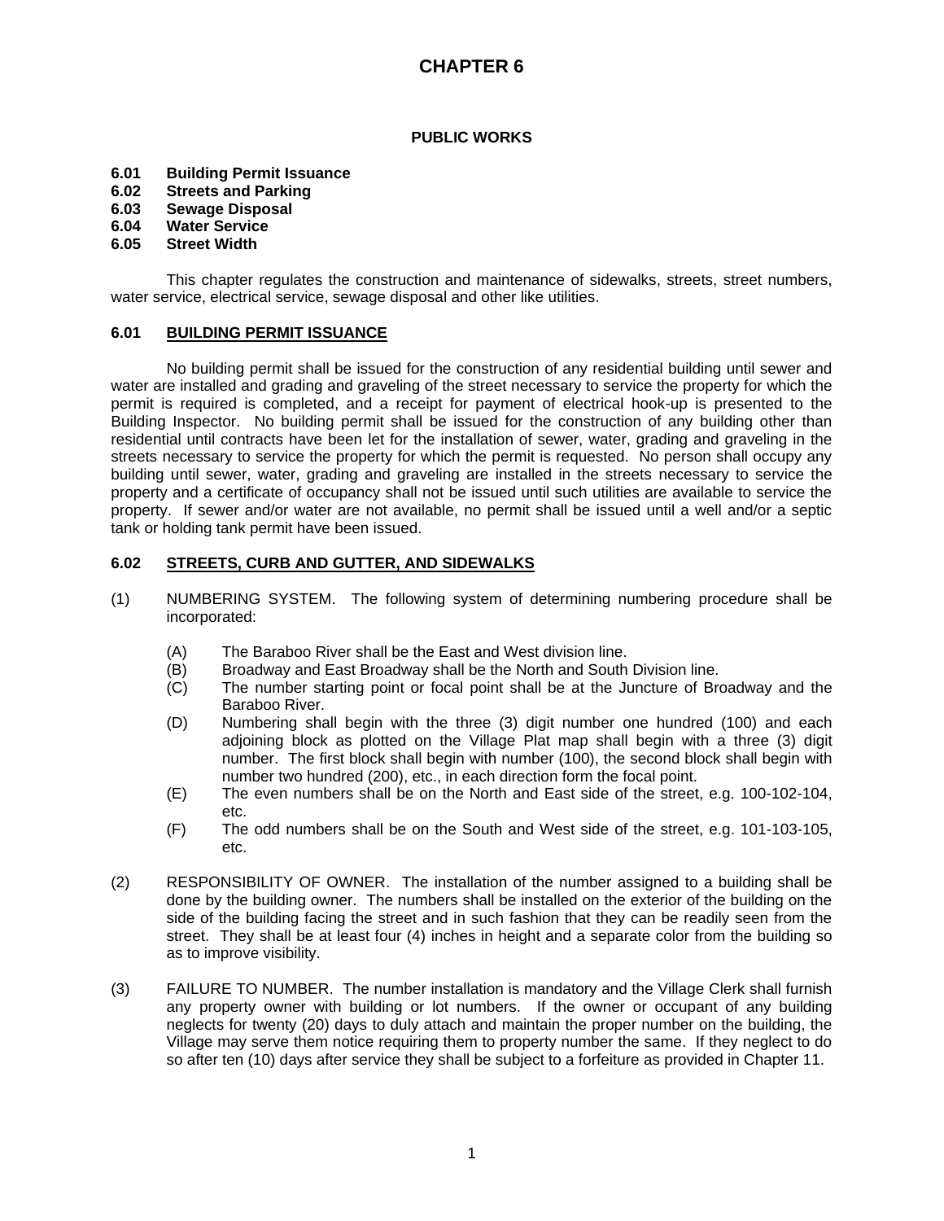# CHAPTER 6

## PUBLIC WORKS

**6.01 Building Permit Issuance**
**6.02 Streets and Parking**
**6.03 Sewage Disposal**
**6.04 Water Service**
**6.05 Street Width**

This chapter regulates the construction and maintenance of sidewalks, streets, street numbers, water service, electrical service, sewage disposal and other like utilities.

### 6.01 BUILDING PERMIT ISSUANCE

No building permit shall be issued for the construction of any residential building until sewer and water are installed and grading and graveling of the street necessary to service the property for which the permit is required is completed, and a receipt for payment of electrical hook-up is presented to the Building Inspector. No building permit shall be issued for the construction of any building other than residential until contracts have been let for the installation of sewer, water, grading and graveling in the streets necessary to service the property for which the permit is requested. No person shall occupy any building until sewer, water, grading and graveling are installed in the streets necessary to service the property and a certificate of occupancy shall not be issued until such utilities are available to service the property. If sewer and/or water are not available, no permit shall be issued until a well and/or a septic tank or holding tank permit have been issued.

### 6.02 STREETS, CURB AND GUTTER, AND SIDEWALKS

(1) NUMBERING SYSTEM. The following system of determining numbering procedure shall be incorporated:

- (A) The Baraboo River shall be the East and West division line.
- (B) Broadway and East Broadway shall be the North and South Division line.
- (C) The number starting point or focal point shall be at the Juncture of Broadway and the Baraboo River.
- (D) Numbering shall begin with the three (3) digit number one hundred (100) and each adjoining block as plotted on the Village Plat map shall begin with a three (3) digit number. The first block shall begin with number (100), the second block shall begin with number two hundred (200), etc., in each direction form the focal point.
- (E) The even numbers shall be on the North and East side of the street, e.g. 100-102-104, etc.
- (F) The odd numbers shall be on the South and West side of the street, e.g. 101-103-105, etc.

(2) RESPONSIBILITY OF OWNER. The installation of the number assigned to a building shall be done by the building owner. The numbers shall be installed on the exterior of the building on the side of the building facing the street and in such fashion that they can be readily seen from the street. They shall be at least four (4) inches in height and a separate color from the building so as to improve visibility.

(3) FAILURE TO NUMBER. The number installation is mandatory and the Village Clerk shall furnish any property owner with building or lot numbers. If the owner or occupant of any building neglects for twenty (20) days to duly attach and maintain the proper number on the building, the Village may serve them notice requiring them to property number the same. If they neglect to do so after ten (10) days after service they shall be subject to a forfeiture as provided in Chapter 11.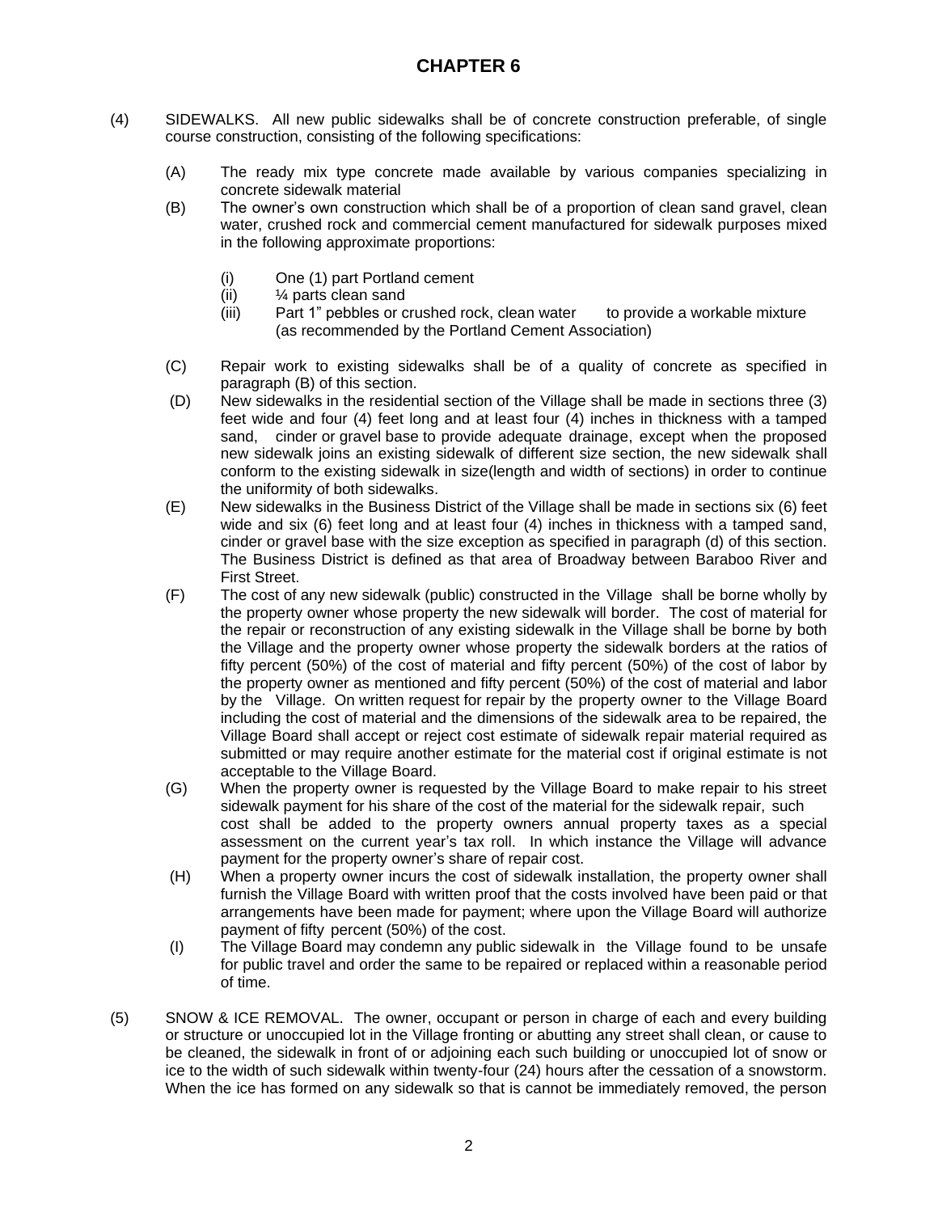# CHAPTER 6

(4) SIDEWALKS. All new public sidewalks shall be of concrete construction preferable, of single course construction, consisting of the following specifications:

(A) The ready mix type concrete made available by various companies specializing in concrete sidewalk material

(B) The owner's own construction which shall be of a proportion of clean sand gravel, clean water, crushed rock and commercial cement manufactured for sidewalk purposes mixed in the following approximate proportions:

(i) One (1) part Portland cement

(ii) ¼ parts clean sand

(iii) Part 1" pebbles or crushed rock, clean water to provide a workable mixture (as recommended by the Portland Cement Association)

(C) Repair work to existing sidewalks shall be of a quality of concrete as specified in paragraph (B) of this section.

(D) New sidewalks in the residential section of the Village shall be made in sections three (3) feet wide and four (4) feet long and at least four (4) inches in thickness with a tamped sand, cinder or gravel base to provide adequate drainage, except when the proposed new sidewalk joins an existing sidewalk of different size section, the new sidewalk shall conform to the existing sidewalk in size(length and width of sections) in order to continue the uniformity of both sidewalks.

(E) New sidewalks in the Business District of the Village shall be made in sections six (6) feet wide and six (6) feet long and at least four (4) inches in thickness with a tamped sand, cinder or gravel base with the size exception as specified in paragraph (d) of this section. The Business District is defined as that area of Broadway between Baraboo River and First Street.

(F) The cost of any new sidewalk (public) constructed in the Village shall be borne wholly by the property owner whose property the new sidewalk will border. The cost of material for the repair or reconstruction of any existing sidewalk in the Village shall be borne by both the Village and the property owner whose property the sidewalk borders at the ratios of fifty percent (50%) of the cost of material and fifty percent (50%) of the cost of labor by the property owner as mentioned and fifty percent (50%) of the cost of material and labor by the Village. On written request for repair by the property owner to the Village Board including the cost of material and the dimensions of the sidewalk area to be repaired, the Village Board shall accept or reject cost estimate of sidewalk repair material required as submitted or may require another estimate for the material cost if original estimate is not acceptable to the Village Board.

(G) When the property owner is requested by the Village Board to make repair to his street sidewalk payment for his share of the cost of the material for the sidewalk repair, such cost shall be added to the property owners annual property taxes as a special assessment on the current year's tax roll. In which instance the Village will advance payment for the property owner's share of repair cost.

(H) When a property owner incurs the cost of sidewalk installation, the property owner shall furnish the Village Board with written proof that the costs involved have been paid or that arrangements have been made for payment; where upon the Village Board will authorize payment of fifty percent (50%) of the cost.

(I) The Village Board may condemn any public sidewalk in the Village found to be unsafe for public travel and order the same to be repaired or replaced within a reasonable period of time.

(5) SNOW & ICE REMOVAL. The owner, occupant or person in charge of each and every building or structure or unoccupied lot in the Village fronting or abutting any street shall clean, or cause to be cleaned, the sidewalk in front of or adjoining each such building or unoccupied lot of snow or ice to the width of such sidewalk within twenty-four (24) hours after the cessation of a snowstorm. When the ice has formed on any sidewalk so that is cannot be immediately removed, the person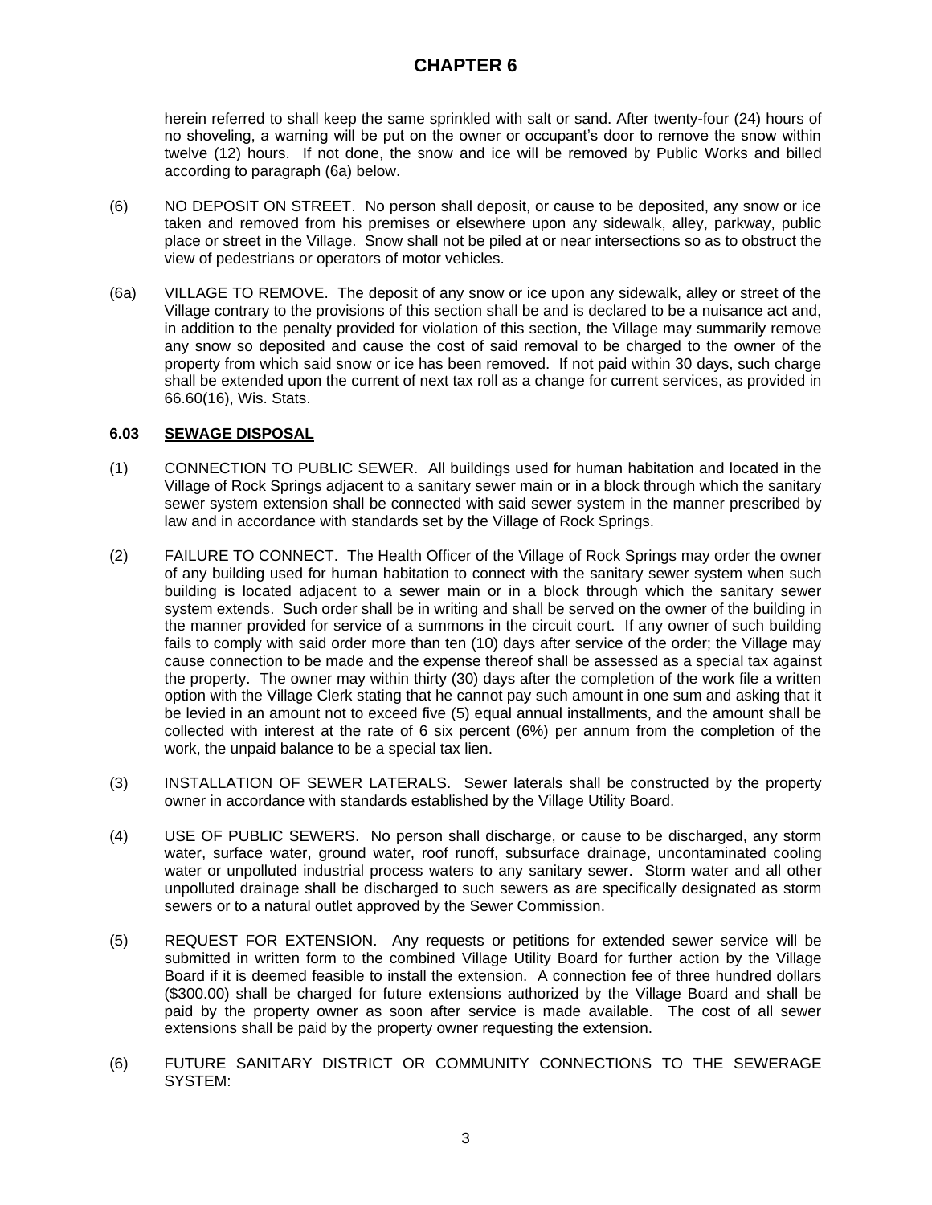herein referred to shall keep the same sprinkled with salt or sand. After twenty-four (24) hours of no shoveling, a warning will be put on the owner or occupant's door to remove the snow within twelve (12) hours. If not done, the snow and ice will be removed by Public Works and billed according to paragraph (6a) below.

(6) NO DEPOSIT ON STREET. No person shall deposit, or cause to be deposited, any snow or ice taken and removed from his premises or elsewhere upon any sidewalk, alley, parkway, public place or street in the Village. Snow shall not be piled at or near intersections so as to obstruct the view of pedestrians or operators of motor vehicles.

(6a) VILLAGE TO REMOVE. The deposit of any snow or ice upon any sidewalk, alley or street of the Village contrary to the provisions of this section shall be and is declared to be a nuisance act and, in addition to the penalty provided for violation of this section, the Village may summarily remove any snow so deposited and cause the cost of said removal to be charged to the owner of the property from which said snow or ice has been removed. If not paid within 30 days, such charge shall be extended upon the current of next tax roll as a change for current services, as provided in 66.60(16), Wis. Stats.

**6.03 <u>SEWAGE DISPOSAL</u>**

(1) CONNECTION TO PUBLIC SEWER. All buildings used for human habitation and located in the Village of Rock Springs adjacent to a sanitary sewer main or in a block through which the sanitary sewer system extension shall be connected with said sewer system in the manner prescribed by law and in accordance with standards set by the Village of Rock Springs.

(2) FAILURE TO CONNECT. The Health Officer of the Village of Rock Springs may order the owner of any building used for human habitation to connect with the sanitary sewer system when such building is located adjacent to a sewer main or in a block through which the sanitary sewer system extends. Such order shall be in writing and shall be served on the owner of the building in the manner provided for service of a summons in the circuit court. If any owner of such building fails to comply with said order more than ten (10) days after service of the order; the Village may cause connection to be made and the expense thereof shall be assessed as a special tax against the property. The owner may within thirty (30) days after the completion of the work file a written option with the Village Clerk stating that he cannot pay such amount in one sum and asking that it be levied in an amount not to exceed five (5) equal annual installments, and the amount shall be collected with interest at the rate of 6 six percent (6%) per annum from the completion of the work, the unpaid balance to be a special tax lien.

(3) INSTALLATION OF SEWER LATERALS. Sewer laterals shall be constructed by the property owner in accordance with standards established by the Village Utility Board.

(4) USE OF PUBLIC SEWERS. No person shall discharge, or cause to be discharged, any storm water, surface water, ground water, roof runoff, subsurface drainage, uncontaminated cooling water or unpolluted industrial process waters to any sanitary sewer. Storm water and all other unpolluted drainage shall be discharged to such sewers as are specifically designated as storm sewers or to a natural outlet approved by the Sewer Commission.

(5) REQUEST FOR EXTENSION. Any requests or petitions for extended sewer service will be submitted in written form to the combined Village Utility Board for further action by the Village Board if it is deemed feasible to install the extension. A connection fee of three hundred dollars ($300.00) shall be charged for future extensions authorized by the Village Board and shall be paid by the property owner as soon after service is made available. The cost of all sewer extensions shall be paid by the property owner requesting the extension.

(6) FUTURE SANITARY DISTRICT OR COMMUNITY CONNECTIONS TO THE SEWERAGE SYSTEM: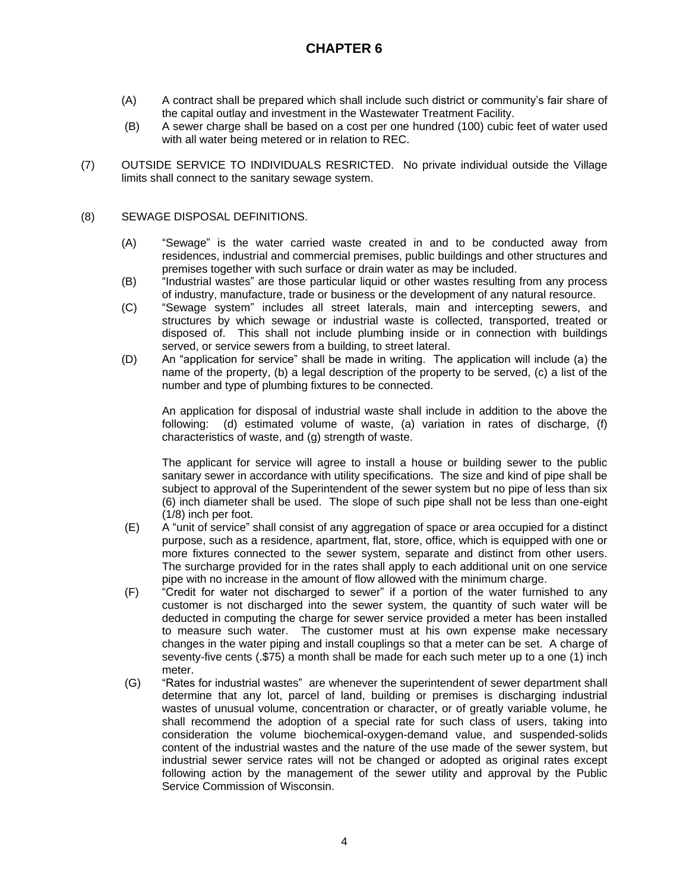# CHAPTER 6

(A) A contract shall be prepared which shall include such district or community's fair share of the capital outlay and investment in the Wastewater Treatment Facility.

(B) A sewer charge shall be based on a cost per one hundred (100) cubic feet of water used with all water being metered or in relation to REC.

(7) OUTSIDE SERVICE TO INDIVIDUALS RESRICTED. No private individual outside the Village limits shall connect to the sanitary sewage system.

(8) SEWAGE DISPOSAL DEFINITIONS.

(A) "Sewage" is the water carried waste created in and to be conducted away from residences, industrial and commercial premises, public buildings and other structures and premises together with such surface or drain water as may be included.

(B) "Industrial wastes" are those particular liquid or other wastes resulting from any process of industry, manufacture, trade or business or the development of any natural resource.

(C) "Sewage system" includes all street laterals, main and intercepting sewers, and structures by which sewage or industrial waste is collected, transported, treated or disposed of. This shall not include plumbing inside or in connection with buildings served, or service sewers from a building, to street lateral.

(D) An "application for service" shall be made in writing. The application will include (a) the name of the property, (b) a legal description of the property to be served, (c) a list of the number and type of plumbing fixtures to be connected.

An application for disposal of industrial waste shall include in addition to the above the following: (d) estimated volume of waste, (a) variation in rates of discharge, (f) characteristics of waste, and (g) strength of waste.

The applicant for service will agree to install a house or building sewer to the public sanitary sewer in accordance with utility specifications. The size and kind of pipe shall be subject to approval of the Superintendent of the sewer system but no pipe of less than six (6) inch diameter shall be used. The slope of such pipe shall not be less than one-eight (1/8) inch per foot.

(E) A "unit of service" shall consist of any aggregation of space or area occupied for a distinct purpose, such as a residence, apartment, flat, store, office, which is equipped with one or more fixtures connected to the sewer system, separate and distinct from other users. The surcharge provided for in the rates shall apply to each additional unit on one service pipe with no increase in the amount of flow allowed with the minimum charge.

(F) "Credit for water not discharged to sewer" if a portion of the water furnished to any customer is not discharged into the sewer system, the quantity of such water will be deducted in computing the charge for sewer service provided a meter has been installed to measure such water. The customer must at his own expense make necessary changes in the water piping and install couplings so that a meter can be set. A charge of seventy-five cents (.$75) a month shall be made for each such meter up to a one (1) inch meter.

(G) "Rates for industrial wastes" are whenever the superintendent of sewer department shall determine that any lot, parcel of land, building or premises is discharging industrial wastes of unusual volume, concentration or character, or of greatly variable volume, he shall recommend the adoption of a special rate for such class of users, taking into consideration the volume biochemical-oxygen-demand value, and suspended-solids content of the industrial wastes and the nature of the use made of the sewer system, but industrial sewer service rates will not be changed or adopted as original rates except following action by the management of the sewer utility and approval by the Public Service Commission of Wisconsin.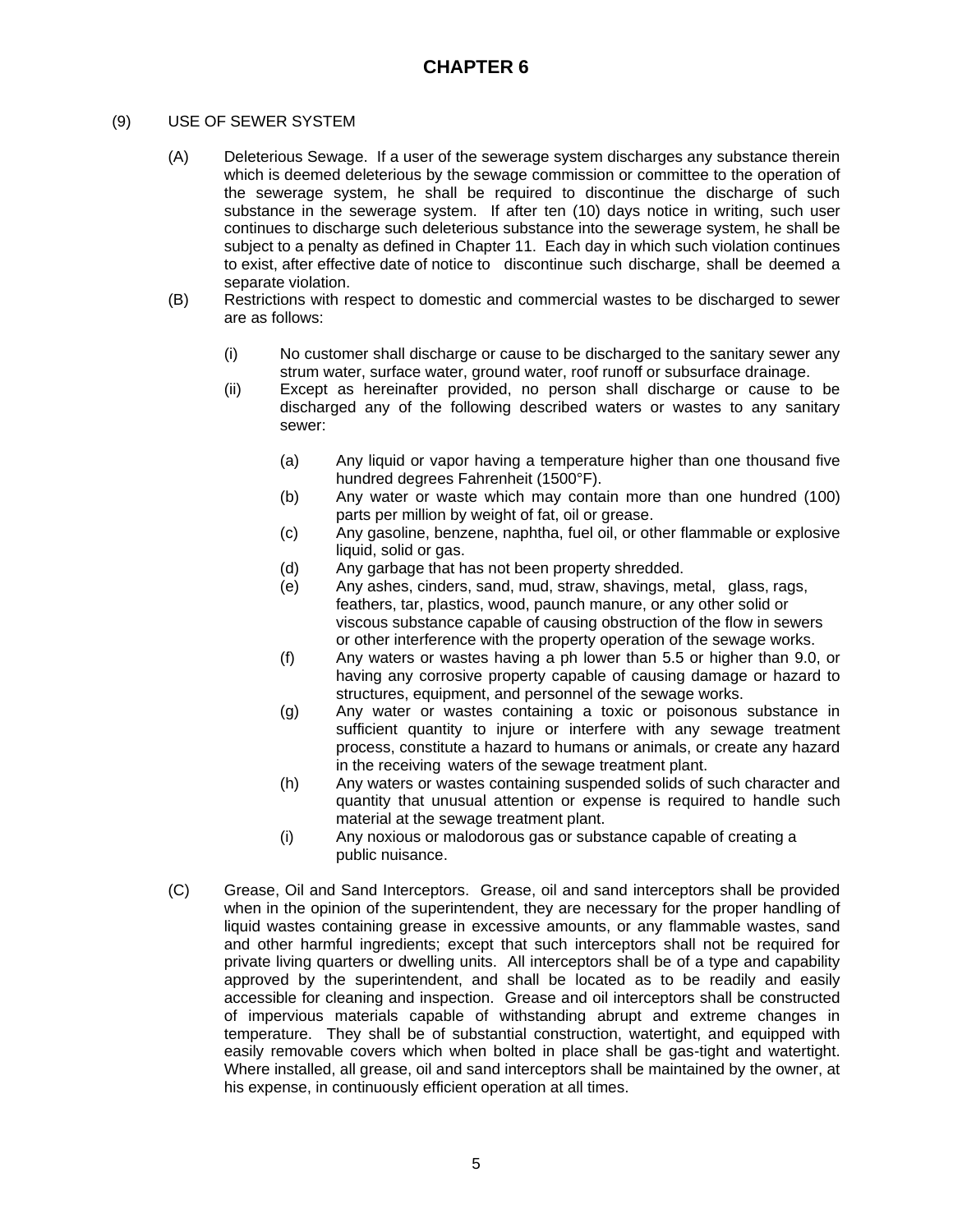# CHAPTER 6

(9) USE OF SEWER SYSTEM

(A) Deleterious Sewage. If a user of the sewerage system discharges any substance therein which is deemed deleterious by the sewage commission or committee to the operation of the sewerage system, he shall be required to discontinue the discharge of such substance in the sewerage system. If after ten (10) days notice in writing, such user continues to discharge such deleterious substance into the sewerage system, he shall be subject to a penalty as defined in Chapter 11. Each day in which such violation continues to exist, after effective date of notice to discontinue such discharge, shall be deemed a separate violation.

(B) Restrictions with respect to domestic and commercial wastes to be discharged to sewer are as follows:

(i) No customer shall discharge or cause to be discharged to the sanitary sewer any strum water, surface water, ground water, roof runoff or subsurface drainage.

(ii) Except as hereinafter provided, no person shall discharge or cause to be discharged any of the following described waters or wastes to any sanitary sewer:

(a) Any liquid or vapor having a temperature higher than one thousand five hundred degrees Fahrenheit (1500°F).

(b) Any water or waste which may contain more than one hundred (100) parts per million by weight of fat, oil or grease.

(c) Any gasoline, benzene, naphtha, fuel oil, or other flammable or explosive liquid, solid or gas.

(d) Any garbage that has not been property shredded.

(e) Any ashes, cinders, sand, mud, straw, shavings, metal, glass, rags, feathers, tar, plastics, wood, paunch manure, or any other solid or viscous substance capable of causing obstruction of the flow in sewers or other interference with the property operation of the sewage works.

(f) Any waters or wastes having a ph lower than 5.5 or higher than 9.0, or having any corrosive property capable of causing damage or hazard to structures, equipment, and personnel of the sewage works.

(g) Any water or wastes containing a toxic or poisonous substance in sufficient quantity to injure or interfere with any sewage treatment process, constitute a hazard to humans or animals, or create any hazard in the receiving waters of the sewage treatment plant.

(h) Any waters or wastes containing suspended solids of such character and quantity that unusual attention or expense is required to handle such material at the sewage treatment plant.

(i) Any noxious or malodorous gas or substance capable of creating a public nuisance.

(C) Grease, Oil and Sand Interceptors. Grease, oil and sand interceptors shall be provided when in the opinion of the superintendent, they are necessary for the proper handling of liquid wastes containing grease in excessive amounts, or any flammable wastes, sand and other harmful ingredients; except that such interceptors shall not be required for private living quarters or dwelling units. All interceptors shall be of a type and capability approved by the superintendent, and shall be located as to be readily and easily accessible for cleaning and inspection. Grease and oil interceptors shall be constructed of impervious materials capable of withstanding abrupt and extreme changes in temperature. They shall be of substantial construction, watertight, and equipped with easily removable covers which when bolted in place shall be gas-tight and watertight. Where installed, all grease, oil and sand interceptors shall be maintained by the owner, at his expense, in continuously efficient operation at all times.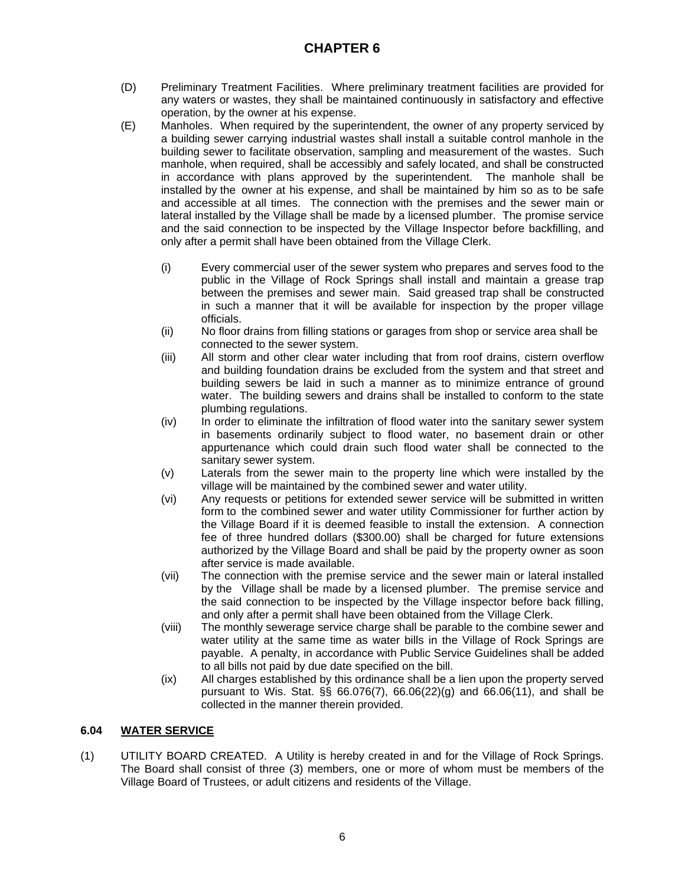# CHAPTER 6

(D) Preliminary Treatment Facilities. Where preliminary treatment facilities are provided for any waters or wastes, they shall be maintained continuously in satisfactory and effective operation, by the owner at his expense.

(E) Manholes. When required by the superintendent, the owner of any property serviced by a building sewer carrying industrial wastes shall install a suitable control manhole in the building sewer to facilitate observation, sampling and measurement of the wastes. Such manhole, when required, shall be accessibly and safely located, and shall be constructed in accordance with plans approved by the superintendent. The manhole shall be installed by the owner at his expense, and shall be maintained by him so as to be safe and accessible at all times. The connection with the premises and the sewer main or lateral installed by the Village shall be made by a licensed plumber. The promise service and the said connection to be inspected by the Village Inspector before backfilling, and only after a permit shall have been obtained from the Village Clerk.

(i) Every commercial user of the sewer system who prepares and serves food to the public in the Village of Rock Springs shall install and maintain a grease trap between the premises and sewer main. Said greased trap shall be constructed in such a manner that it will be available for inspection by the proper village officials.

(ii) No floor drains from filling stations or garages from shop or service area shall be connected to the sewer system.

(iii) All storm and other clear water including that from roof drains, cistern overflow and building foundation drains be excluded from the system and that street and building sewers be laid in such a manner as to minimize entrance of ground water. The building sewers and drains shall be installed to conform to the state plumbing regulations.

(iv) In order to eliminate the infiltration of flood water into the sanitary sewer system in basements ordinarily subject to flood water, no basement drain or other appurtenance which could drain such flood water shall be connected to the sanitary sewer system.

(v) Laterals from the sewer main to the property line which were installed by the village will be maintained by the combined sewer and water utility.

(vi) Any requests or petitions for extended sewer service will be submitted in written form to the combined sewer and water utility Commissioner for further action by the Village Board if it is deemed feasible to install the extension. A connection fee of three hundred dollars ($300.00) shall be charged for future extensions authorized by the Village Board and shall be paid by the property owner as soon after service is made available.

(vii) The connection with the premise service and the sewer main or lateral installed by the Village shall be made by a licensed plumber. The premise service and the said connection to be inspected by the Village inspector before back filling, and only after a permit shall have been obtained from the Village Clerk.

(viii) The monthly sewerage service charge shall be parable to the combine sewer and water utility at the same time as water bills in the Village of Rock Springs are payable. A penalty, in accordance with Public Service Guidelines shall be added to all bills not paid by due date specified on the bill.

(ix) All charges established by this ordinance shall be a lien upon the property served pursuant to Wis. Stat. §§ 66.076(7), 66.06(22)(g) and 66.06(11), and shall be collected in the manner therein provided.

## 6.04 WATER SERVICE

(1) UTILITY BOARD CREATED. A Utility is hereby created in and for the Village of Rock Springs. The Board shall consist of three (3) members, one or more of whom must be members of the Village Board of Trustees, or adult citizens and residents of the Village.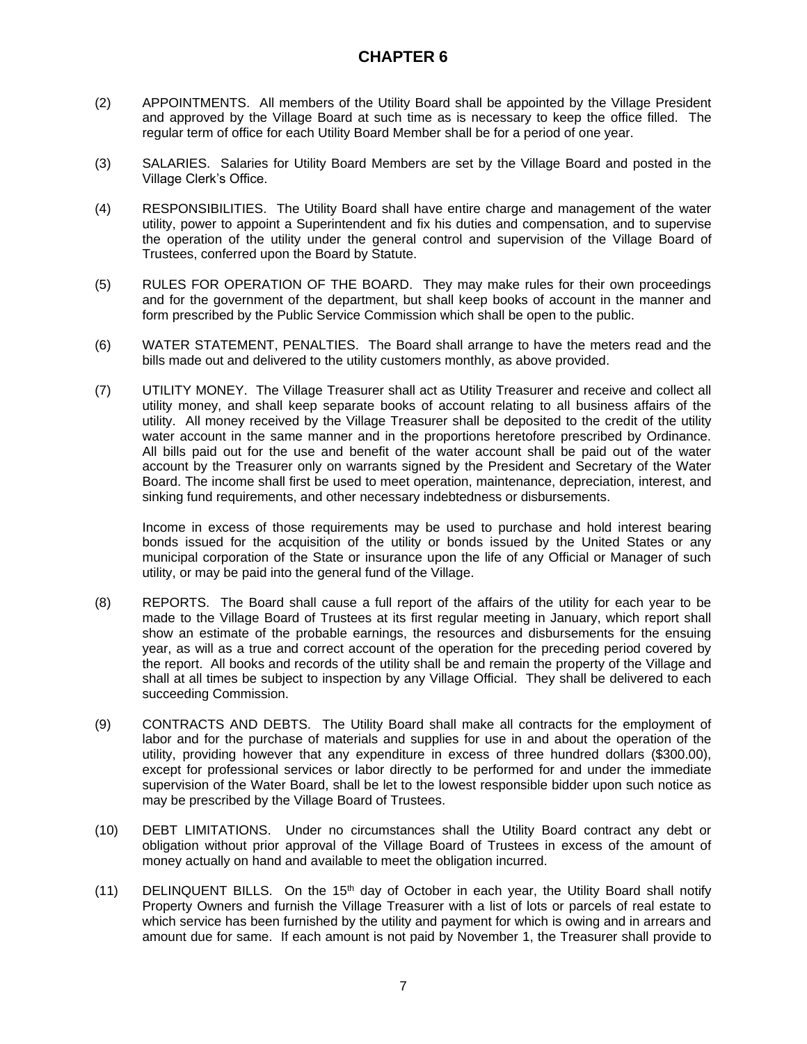# CHAPTER 6

(2) APPOINTMENTS. All members of the Utility Board shall be appointed by the Village President and approved by the Village Board at such time as is necessary to keep the office filled. The regular term of office for each Utility Board Member shall be for a period of one year.

(3) SALARIES. Salaries for Utility Board Members are set by the Village Board and posted in the Village Clerk's Office.

(4) RESPONSIBILITIES. The Utility Board shall have entire charge and management of the water utility, power to appoint a Superintendent and fix his duties and compensation, and to supervise the operation of the utility under the general control and supervision of the Village Board of Trustees, conferred upon the Board by Statute.

(5) RULES FOR OPERATION OF THE BOARD. They may make rules for their own proceedings and for the government of the department, but shall keep books of account in the manner and form prescribed by the Public Service Commission which shall be open to the public.

(6) WATER STATEMENT, PENALTIES. The Board shall arrange to have the meters read and the bills made out and delivered to the utility customers monthly, as above provided.

(7) UTILITY MONEY. The Village Treasurer shall act as Utility Treasurer and receive and collect all utility money, and shall keep separate books of account relating to all business affairs of the utility. All money received by the Village Treasurer shall be deposited to the credit of the utility water account in the same manner and in the proportions heretofore prescribed by Ordinance. All bills paid out for the use and benefit of the water account shall be paid out of the water account by the Treasurer only on warrants signed by the President and Secretary of the Water Board. The income shall first be used to meet operation, maintenance, depreciation, interest, and sinking fund requirements, and other necessary indebtedness or disbursements.

Income in excess of those requirements may be used to purchase and hold interest bearing bonds issued for the acquisition of the utility or bonds issued by the United States or any municipal corporation of the State or insurance upon the life of any Official or Manager of such utility, or may be paid into the general fund of the Village.

(8) REPORTS. The Board shall cause a full report of the affairs of the utility for each year to be made to the Village Board of Trustees at its first regular meeting in January, which report shall show an estimate of the probable earnings, the resources and disbursements for the ensuing year, as will as a true and correct account of the operation for the preceding period covered by the report. All books and records of the utility shall be and remain the property of the Village and shall at all times be subject to inspection by any Village Official. They shall be delivered to each succeeding Commission.

(9) CONTRACTS AND DEBTS. The Utility Board shall make all contracts for the employment of labor and for the purchase of materials and supplies for use in and about the operation of the utility, providing however that any expenditure in excess of three hundred dollars ($300.00), except for professional services or labor directly to be performed for and under the immediate supervision of the Water Board, shall be let to the lowest responsible bidder upon such notice as may be prescribed by the Village Board of Trustees.

(10) DEBT LIMITATIONS. Under no circumstances shall the Utility Board contract any debt or obligation without prior approval of the Village Board of Trustees in excess of the amount of money actually on hand and available to meet the obligation incurred.

(11) DELINQUENT BILLS. On the 15th day of October in each year, the Utility Board shall notify Property Owners and furnish the Village Treasurer with a list of lots or parcels of real estate to which service has been furnished by the utility and payment for which is owing and in arrears and amount due for same. If each amount is not paid by November 1, the Treasurer shall provide to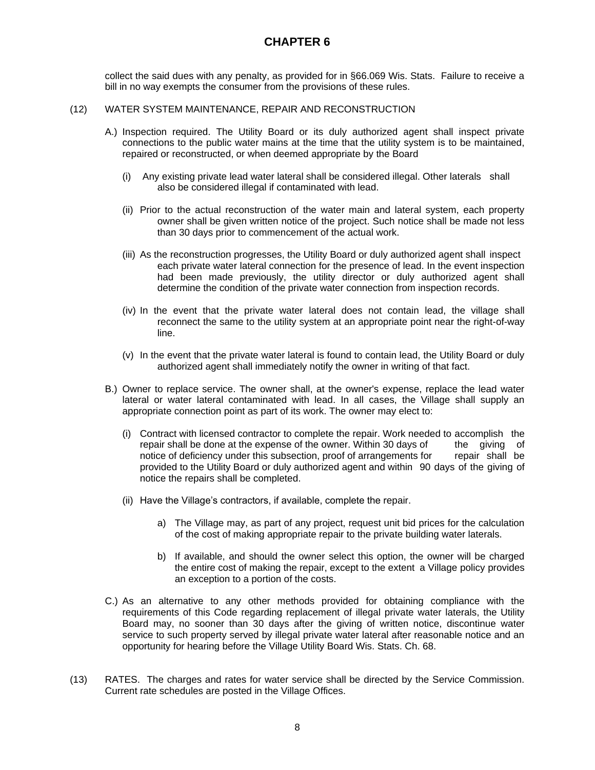collect the said dues with any penalty, as provided for in §66.069 Wis. Stats. Failure to receive a bill in no way exempts the consumer from the provisions of these rules.

(12) WATER SYSTEM MAINTENANCE, REPAIR AND RECONSTRUCTION

A.) Inspection required. The Utility Board or its duly authorized agent shall inspect private connections to the public water mains at the time that the utility system is to be maintained, repaired or reconstructed, or when deemed appropriate by the Board

(i) Any existing private lead water lateral shall be considered illegal. Other laterals shall also be considered illegal if contaminated with lead.

(ii) Prior to the actual reconstruction of the water main and lateral system, each property owner shall be given written notice of the project. Such notice shall be made not less than 30 days prior to commencement of the actual work.

(iii) As the reconstruction progresses, the Utility Board or duly authorized agent shall inspect each private water lateral connection for the presence of lead. In the event inspection had been made previously, the utility director or duly authorized agent shall determine the condition of the private water connection from inspection records.

(iv) In the event that the private water lateral does not contain lead, the village shall reconnect the same to the utility system at an appropriate point near the right-of-way line.

(v) In the event that the private water lateral is found to contain lead, the Utility Board or duly authorized agent shall immediately notify the owner in writing of that fact.

B.) Owner to replace service. The owner shall, at the owner's expense, replace the lead water lateral or water lateral contaminated with lead. In all cases, the Village shall supply an appropriate connection point as part of its work. The owner may elect to:

(i) Contract with licensed contractor to complete the repair. Work needed to accomplish the repair shall be done at the expense of the owner. Within 30 days of the giving of notice of deficiency under this subsection, proof of arrangements for repair shall be provided to the Utility Board or duly authorized agent and within 90 days of the giving of notice the repairs shall be completed.

(ii) Have the Village's contractors, if available, complete the repair.

a) The Village may, as part of any project, request unit bid prices for the calculation of the cost of making appropriate repair to the private building water laterals.

b) If available, and should the owner select this option, the owner will be charged the entire cost of making the repair, except to the extent a Village policy provides an exception to a portion of the costs.

C.) As an alternative to any other methods provided for obtaining compliance with the requirements of this Code regarding replacement of illegal private water laterals, the Utility Board may, no sooner than 30 days after the giving of written notice, discontinue water service to such property served by illegal private water lateral after reasonable notice and an opportunity for hearing before the Village Utility Board Wis. Stats. Ch. 68.

(13) RATES. The charges and rates for water service shall be directed by the Service Commission. Current rate schedules are posted in the Village Offices.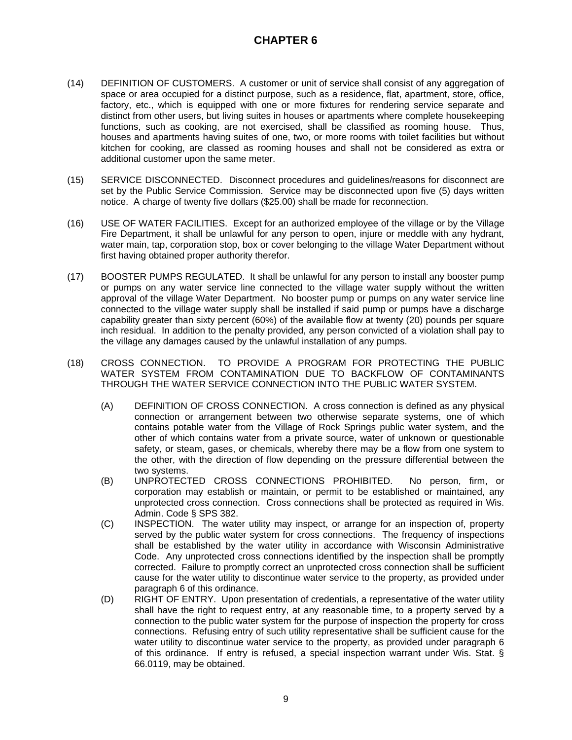# CHAPTER 6

(14) DEFINITION OF CUSTOMERS. A customer or unit of service shall consist of any aggregation of space or area occupied for a distinct purpose, such as a residence, flat, apartment, store, office, factory, etc., which is equipped with one or more fixtures for rendering service separate and distinct from other users, but living suites in houses or apartments where complete housekeeping functions, such as cooking, are not exercised, shall be classified as rooming house. Thus, houses and apartments having suites of one, two, or more rooms with toilet facilities but without kitchen for cooking, are classed as rooming houses and shall not be considered as extra or additional customer upon the same meter.

(15) SERVICE DISCONNECTED. Disconnect procedures and guidelines/reasons for disconnect are set by the Public Service Commission. Service may be disconnected upon five (5) days written notice. A charge of twenty five dollars ($25.00) shall be made for reconnection.

(16) USE OF WATER FACILITIES. Except for an authorized employee of the village or by the Village Fire Department, it shall be unlawful for any person to open, injure or meddle with any hydrant, water main, tap, corporation stop, box or cover belonging to the village Water Department without first having obtained proper authority therefor.

(17) BOOSTER PUMPS REGULATED. It shall be unlawful for any person to install any booster pump or pumps on any water service line connected to the village water supply without the written approval of the village Water Department. No booster pump or pumps on any water service line connected to the village water supply shall be installed if said pump or pumps have a discharge capability greater than sixty percent (60%) of the available flow at twenty (20) pounds per square inch residual. In addition to the penalty provided, any person convicted of a violation shall pay to the village any damages caused by the unlawful installation of any pumps.

(18) CROSS CONNECTION. TO PROVIDE A PROGRAM FOR PROTECTING THE PUBLIC WATER SYSTEM FROM CONTAMINATION DUE TO BACKFLOW OF CONTAMINANTS THROUGH THE WATER SERVICE CONNECTION INTO THE PUBLIC WATER SYSTEM.

(A) DEFINITION OF CROSS CONNECTION. A cross connection is defined as any physical connection or arrangement between two otherwise separate systems, one of which contains potable water from the Village of Rock Springs public water system, and the other of which contains water from a private source, water of unknown or questionable safety, or steam, gases, or chemicals, whereby there may be a flow from one system to the other, with the direction of flow depending on the pressure differential between the two systems.

(B) UNPROTECTED CROSS CONNECTIONS PROHIBITED. No person, firm, or corporation may establish or maintain, or permit to be established or maintained, any unprotected cross connection. Cross connections shall be protected as required in Wis. Admin. Code § SPS 382.

(C) INSPECTION. The water utility may inspect, or arrange for an inspection of, property served by the public water system for cross connections. The frequency of inspections shall be established by the water utility in accordance with Wisconsin Administrative Code. Any unprotected cross connections identified by the inspection shall be promptly corrected. Failure to promptly correct an unprotected cross connection shall be sufficient cause for the water utility to discontinue water service to the property, as provided under paragraph 6 of this ordinance.

(D) RIGHT OF ENTRY. Upon presentation of credentials, a representative of the water utility shall have the right to request entry, at any reasonable time, to a property served by a connection to the public water system for the purpose of inspection the property for cross connections. Refusing entry of such utility representative shall be sufficient cause for the water utility to discontinue water service to the property, as provided under paragraph 6 of this ordinance. If entry is refused, a special inspection warrant under Wis. Stat. § 66.0119, may be obtained.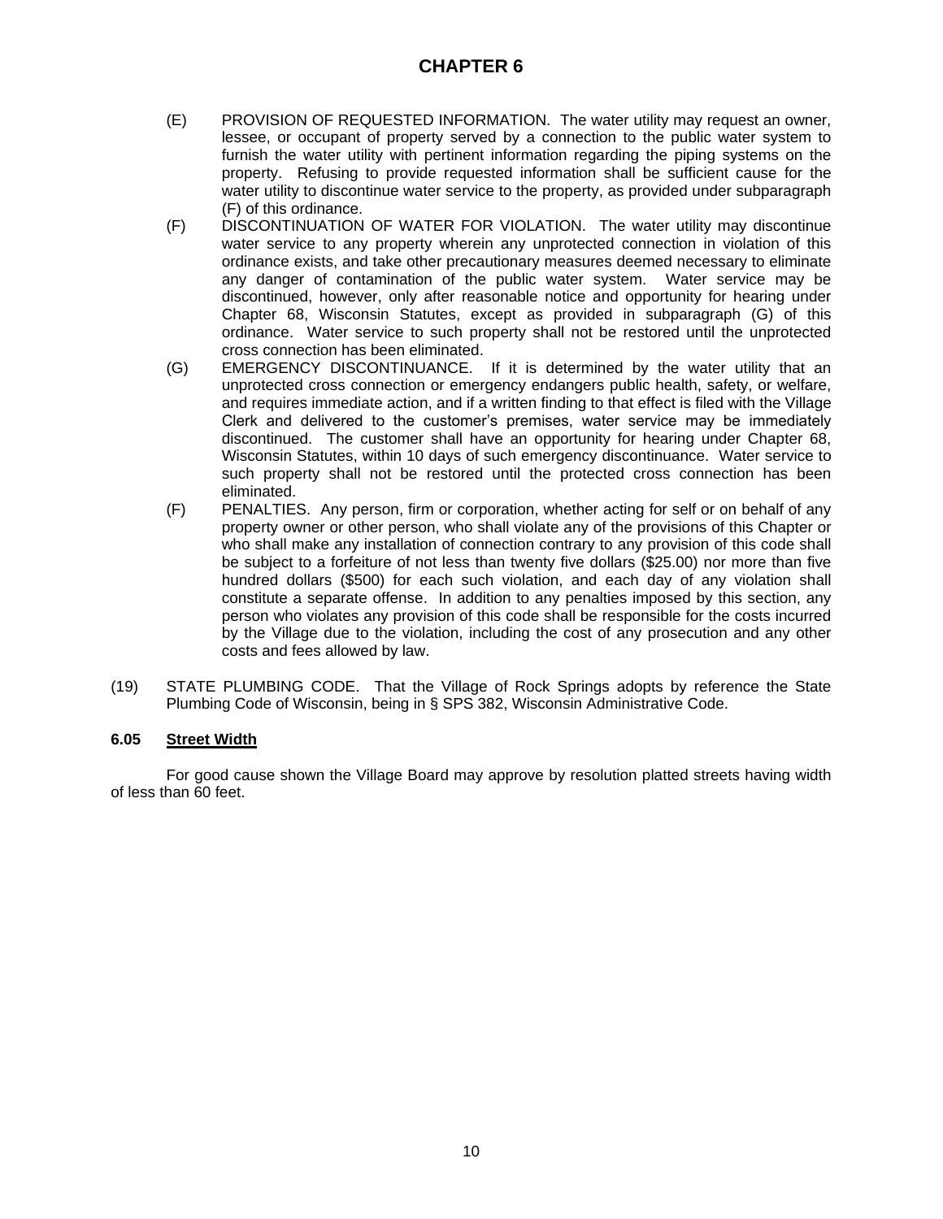# CHAPTER 6

(E) PROVISION OF REQUESTED INFORMATION. The water utility may request an owner, lessee, or occupant of property served by a connection to the public water system to furnish the water utility with pertinent information regarding the piping systems on the property. Refusing to provide requested information shall be sufficient cause for the water utility to discontinue water service to the property, as provided under subparagraph (F) of this ordinance.

(F) DISCONTINUATION OF WATER FOR VIOLATION. The water utility may discontinue water service to any property wherein any unprotected connection in violation of this ordinance exists, and take other precautionary measures deemed necessary to eliminate any danger of contamination of the public water system. Water service may be discontinued, however, only after reasonable notice and opportunity for hearing under Chapter 68, Wisconsin Statutes, except as provided in subparagraph (G) of this ordinance. Water service to such property shall not be restored until the unprotected cross connection has been eliminated.

(G) EMERGENCY DISCONTINUANCE. If it is determined by the water utility that an unprotected cross connection or emergency endangers public health, safety, or welfare, and requires immediate action, and if a written finding to that effect is filed with the Village Clerk and delivered to the customer's premises, water service may be immediately discontinued. The customer shall have an opportunity for hearing under Chapter 68, Wisconsin Statutes, within 10 days of such emergency discontinuance. Water service to such property shall not be restored until the protected cross connection has been eliminated.

(F) PENALTIES. Any person, firm or corporation, whether acting for self or on behalf of any property owner or other person, who shall violate any of the provisions of this Chapter or who shall make any installation of connection contrary to any provision of this code shall be subject to a forfeiture of not less than twenty five dollars ($25.00) nor more than five hundred dollars ($500) for each such violation, and each day of any violation shall constitute a separate offense. In addition to any penalties imposed by this section, any person who violates any provision of this code shall be responsible for the costs incurred by the Village due to the violation, including the cost of any prosecution and any other costs and fees allowed by law.

(19) STATE PLUMBING CODE. That the Village of Rock Springs adopts by reference the State Plumbing Code of Wisconsin, being in § SPS 382, Wisconsin Administrative Code.

**6.05 Street Width**

For good cause shown the Village Board may approve by resolution platted streets having width of less than 60 feet.